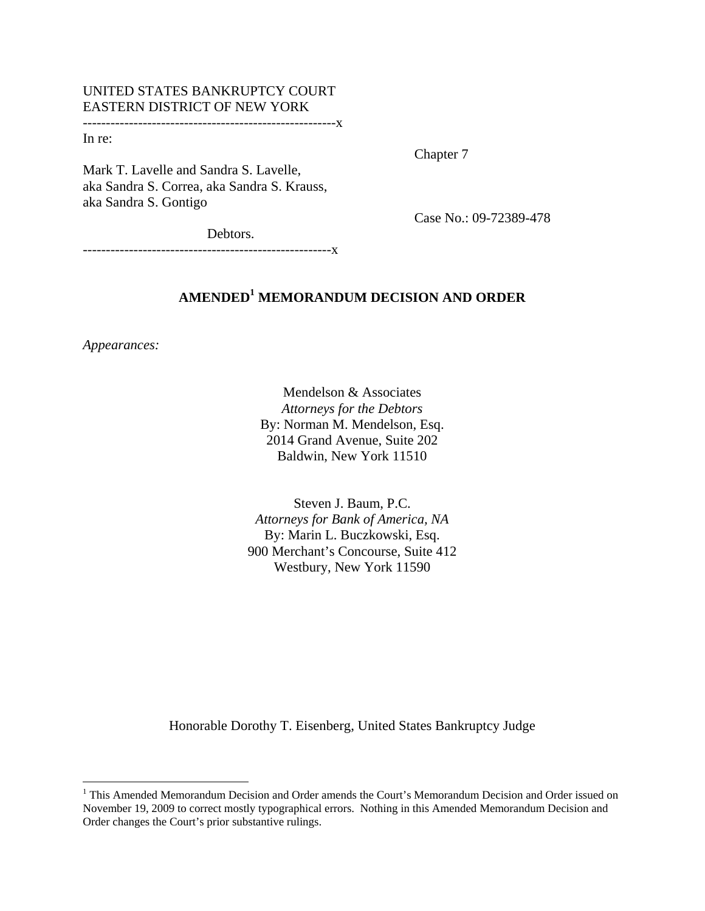UNITED STATES BANKRUPTCY COURT
EASTERN DISTRICT OF NEW YORK
-----------------------------------------------------x

In re:

Chapter 7

Mark T. Lavelle and Sandra S. Lavelle,
aka Sandra S. Correa, aka Sandra S. Krauss,
aka Sandra S. Gontigo

Case No.: 09-72389-478

Debtors.
-----------------------------------------------------x

# AMENDED[1] MEMORANDUM DECISION AND ORDER

*Appearances:*

Mendelson & Associates
*Attorneys for the Debtors*
By: Norman M. Mendelson, Esq.
2014 Grand Avenue, Suite 202
Baldwin, New York 11510

Steven J. Baum, P.C.
*Attorneys for Bank of America, NA*
By: Marin L. Buczkowski, Esq.
900 Merchant's Concourse, Suite 412
Westbury, New York 11590

Honorable Dorothy T. Eisenberg, United States Bankruptcy Judge

---

[1] This Amended Memorandum Decision and Order amends the Court's Memorandum Decision and Order issued on November 19, 2009 to correct mostly typographical errors. Nothing in this Amended Memorandum Decision and Order changes the Court's prior substantive rulings.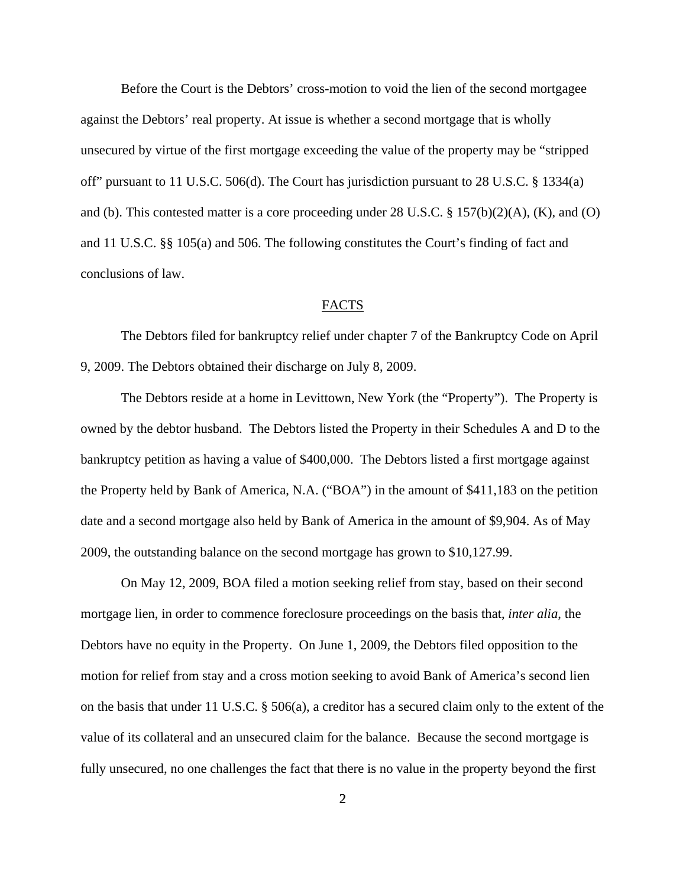Before the Court is the Debtors' cross-motion to void the lien of the second mortgagee against the Debtors' real property. At issue is whether a second mortgage that is wholly unsecured by virtue of the first mortgage exceeding the value of the property may be "stripped off" pursuant to 11 U.S.C. 506(d). The Court has jurisdiction pursuant to 28 U.S.C. § 1334(a) and (b). This contested matter is a core proceeding under 28 U.S.C. § 157(b)(2)(A), (K), and (O) and 11 U.S.C. §§ 105(a) and 506. The following constitutes the Court's finding of fact and conclusions of law.

## FACTS

The Debtors filed for bankruptcy relief under chapter 7 of the Bankruptcy Code on April 9, 2009. The Debtors obtained their discharge on July 8, 2009.

The Debtors reside at a home in Levittown, New York (the "Property"). The Property is owned by the debtor husband. The Debtors listed the Property in their Schedules A and D to the bankruptcy petition as having a value of $400,000. The Debtors listed a first mortgage against the Property held by Bank of America, N.A. ("BOA") in the amount of $411,183 on the petition date and a second mortgage also held by Bank of America in the amount of $9,904. As of May 2009, the outstanding balance on the second mortgage has grown to $10,127.99.

On May 12, 2009, BOA filed a motion seeking relief from stay, based on their second mortgage lien, in order to commence foreclosure proceedings on the basis that, *inter alia*, the Debtors have no equity in the Property. On June 1, 2009, the Debtors filed opposition to the motion for relief from stay and a cross motion seeking to avoid Bank of America's second lien on the basis that under 11 U.S.C. § 506(a), a creditor has a secured claim only to the extent of the value of its collateral and an unsecured claim for the balance. Because the second mortgage is fully unsecured, no one challenges the fact that there is no value in the property beyond the first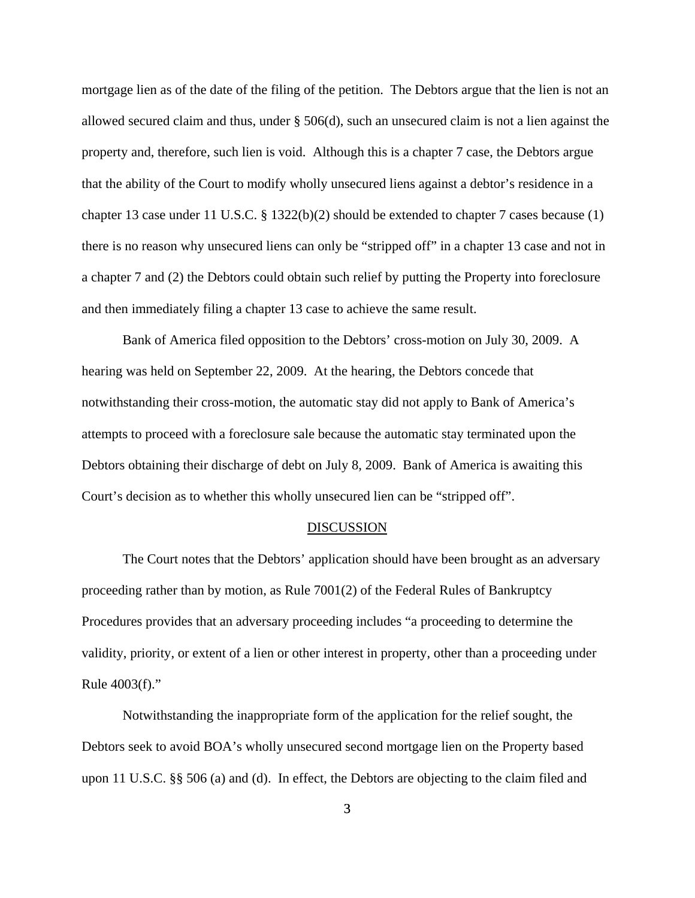mortgage lien as of the date of the filing of the petition. The Debtors argue that the lien is not an allowed secured claim and thus, under § 506(d), such an unsecured claim is not a lien against the property and, therefore, such lien is void. Although this is a chapter 7 case, the Debtors argue that the ability of the Court to modify wholly unsecured liens against a debtor's residence in a chapter 13 case under 11 U.S.C. § 1322(b)(2) should be extended to chapter 7 cases because (1) there is no reason why unsecured liens can only be "stripped off" in a chapter 13 case and not in a chapter 7 and (2) the Debtors could obtain such relief by putting the Property into foreclosure and then immediately filing a chapter 13 case to achieve the same result.

Bank of America filed opposition to the Debtors' cross-motion on July 30, 2009. A hearing was held on September 22, 2009. At the hearing, the Debtors concede that notwithstanding their cross-motion, the automatic stay did not apply to Bank of America's attempts to proceed with a foreclosure sale because the automatic stay terminated upon the Debtors obtaining their discharge of debt on July 8, 2009. Bank of America is awaiting this Court's decision as to whether this wholly unsecured lien can be "stripped off".

## DISCUSSION

The Court notes that the Debtors' application should have been brought as an adversary proceeding rather than by motion, as Rule 7001(2) of the Federal Rules of Bankruptcy Procedures provides that an adversary proceeding includes "a proceeding to determine the validity, priority, or extent of a lien or other interest in property, other than a proceeding under Rule 4003(f)."

Notwithstanding the inappropriate form of the application for the relief sought, the Debtors seek to avoid BOA's wholly unsecured second mortgage lien on the Property based upon 11 U.S.C. §§ 506 (a) and (d). In effect, the Debtors are objecting to the claim filed and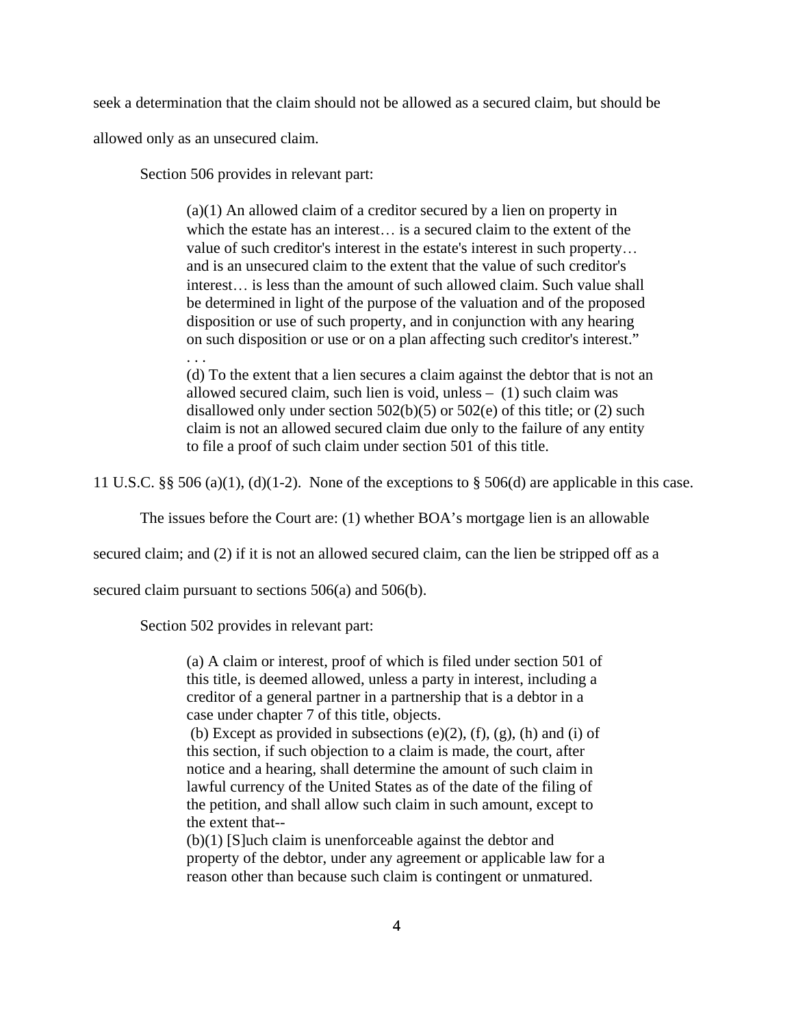seek a determination that the claim should not be allowed as a secured claim, but should be allowed only as an unsecured claim.

Section 506 provides in relevant part:

> (a)(1) An allowed claim of a creditor secured by a lien on property in which the estate has an interest… is a secured claim to the extent of the value of such creditor's interest in the estate's interest in such property… and is an unsecured claim to the extent that the value of such creditor's interest… is less than the amount of such allowed claim. Such value shall be determined in light of the purpose of the valuation and of the proposed disposition or use of such property, and in conjunction with any hearing on such disposition or use or on a plan affecting such creditor's interest."
> . . .
> (d) To the extent that a lien secures a claim against the debtor that is not an allowed secured claim, such lien is void, unless – (1) such claim was disallowed only under section 502(b)(5) or 502(e) of this title; or (2) such claim is not an allowed secured claim due only to the failure of any entity to file a proof of such claim under section 501 of this title.

11 U.S.C. §§ 506 (a)(1), (d)(1-2). None of the exceptions to § 506(d) are applicable in this case.

The issues before the Court are: (1) whether BOA's mortgage lien is an allowable secured claim; and (2) if it is not an allowed secured claim, can the lien be stripped off as a secured claim pursuant to sections 506(a) and 506(b).

Section 502 provides in relevant part:

> (a) A claim or interest, proof of which is filed under section 501 of this title, is deemed allowed, unless a party in interest, including a creditor of a general partner in a partnership that is a debtor in a case under chapter 7 of this title, objects.
> (b) Except as provided in subsections (e)(2), (f), (g), (h) and (i) of this section, if such objection to a claim is made, the court, after notice and a hearing, shall determine the amount of such claim in lawful currency of the United States as of the date of the filing of the petition, and shall allow such claim in such amount, except to the extent that--
> (b)(1) [S]uch claim is unenforceable against the debtor and property of the debtor, under any agreement or applicable law for a reason other than because such claim is contingent or unmatured.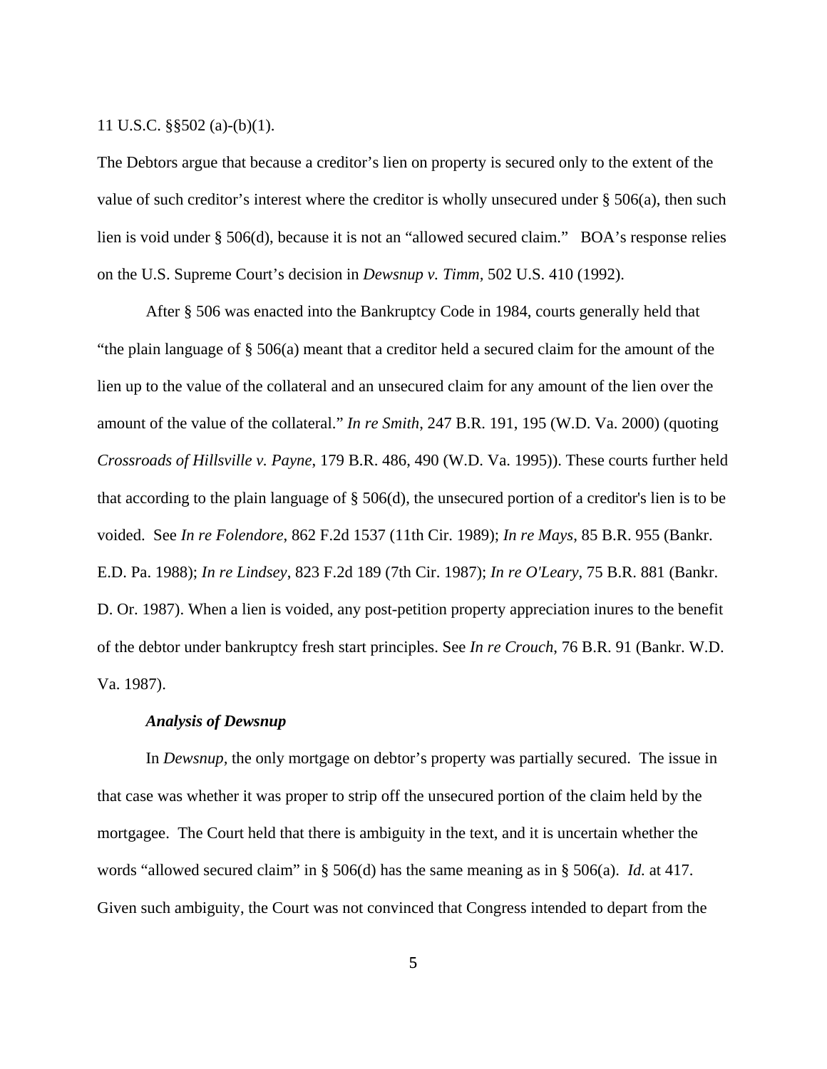11 U.S.C. §§502 (a)-(b)(1).

The Debtors argue that because a creditor's lien on property is secured only to the extent of the value of such creditor's interest where the creditor is wholly unsecured under § 506(a), then such lien is void under § 506(d), because it is not an "allowed secured claim." BOA's response relies on the U.S. Supreme Court's decision in *Dewsnup v. Timm,* 502 U.S. 410 (1992).

After § 506 was enacted into the Bankruptcy Code in 1984, courts generally held that "the plain language of § 506(a) meant that a creditor held a secured claim for the amount of the lien up to the value of the collateral and an unsecured claim for any amount of the lien over the amount of the value of the collateral." *In re Smith,* 247 B.R. 191, 195 (W.D. Va. 2000) (quoting *Crossroads of Hillsville v. Payne*, 179 B.R. 486, 490 (W.D. Va. 1995)). These courts further held that according to the plain language of § 506(d), the unsecured portion of a creditor's lien is to be voided. See *In re Folendore*, 862 F.2d 1537 (11th Cir. 1989); *In re Mays*, 85 B.R. 955 (Bankr. E.D. Pa. 1988); *In re Lindsey*, 823 F.2d 189 (7th Cir. 1987); *In re O'Leary*, 75 B.R. 881 (Bankr. D. Or. 1987). When a lien is voided, any post-petition property appreciation inures to the benefit of the debtor under bankruptcy fresh start principles. See *In re Crouch*, 76 B.R. 91 (Bankr. W.D. Va. 1987).

***Analysis of Dewsnup***

In *Dewsnup*, the only mortgage on debtor's property was partially secured. The issue in that case was whether it was proper to strip off the unsecured portion of the claim held by the mortgagee. The Court held that there is ambiguity in the text, and it is uncertain whether the words "allowed secured claim" in § 506(d) has the same meaning as in § 506(a). *Id.* at 417. Given such ambiguity, the Court was not convinced that Congress intended to depart from the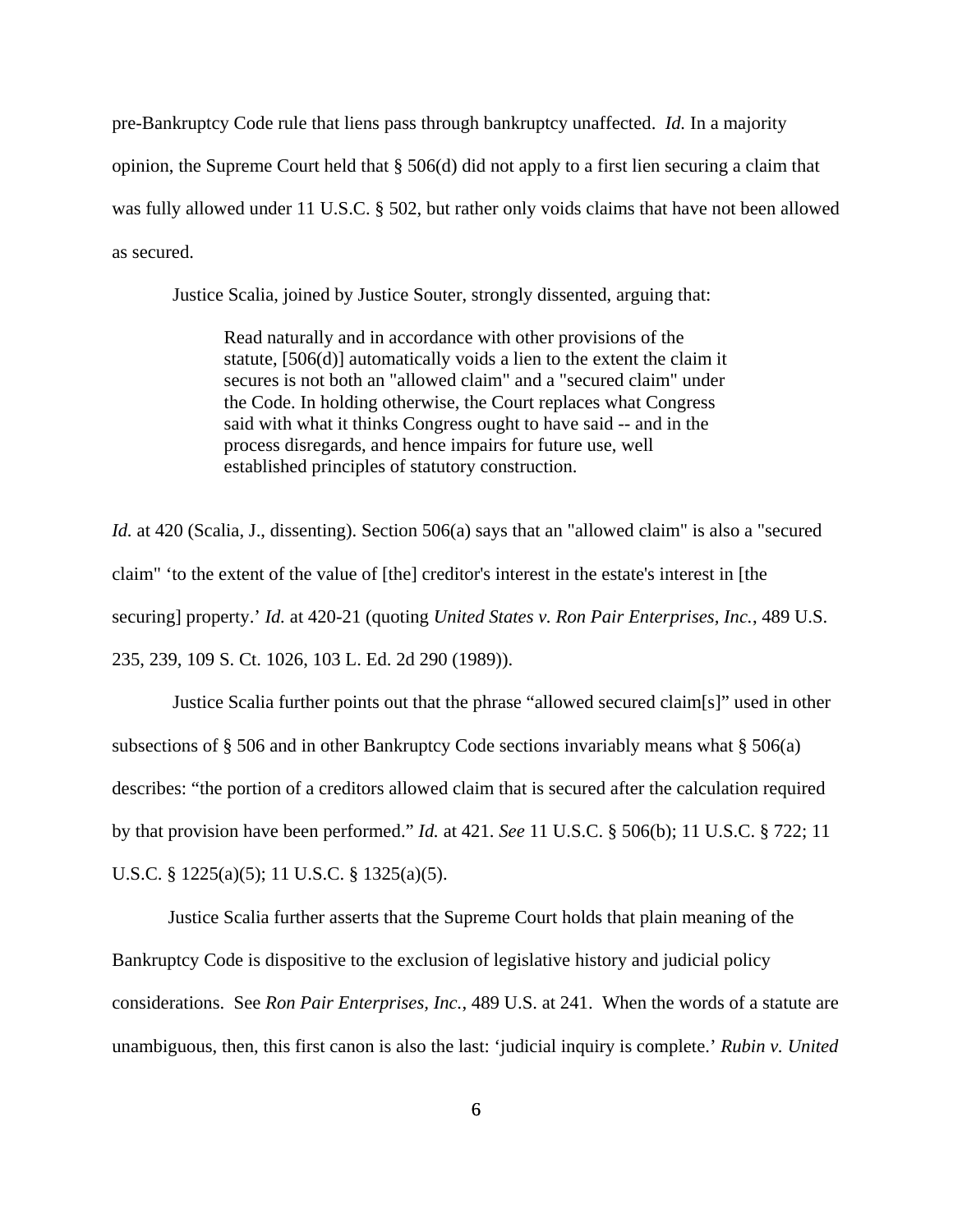pre-Bankruptcy Code rule that liens pass through bankruptcy unaffected. *Id.* In a majority opinion, the Supreme Court held that § 506(d) did not apply to a first lien securing a claim that was fully allowed under 11 U.S.C. § 502, but rather only voids claims that have not been allowed as secured.

Justice Scalia, joined by Justice Souter, strongly dissented, arguing that:

> Read naturally and in accordance with other provisions of the statute, [506(d)] automatically voids a lien to the extent the claim it secures is not both an "allowed claim" and a "secured claim" under the Code. In holding otherwise, the Court replaces what Congress said with what it thinks Congress ought to have said -- and in the process disregards, and hence impairs for future use, well established principles of statutory construction.

*Id.* at 420 (Scalia, J., dissenting). Section 506(a) says that an "allowed claim" is also a "secured claim" 'to the extent of the value of [the] creditor's interest in the estate's interest in [the securing] property.' *Id.* at 420-21 (quoting *United States v. Ron Pair Enterprises, Inc.*, 489 U.S. 235, 239, 109 S. Ct. 1026, 103 L. Ed. 2d 290 (1989)).

Justice Scalia further points out that the phrase "allowed secured claim[s]" used in other subsections of § 506 and in other Bankruptcy Code sections invariably means what § 506(a) describes: "the portion of a creditors allowed claim that is secured after the calculation required by that provision have been performed." *Id.* at 421. *See* 11 U.S.C. § 506(b); 11 U.S.C. § 722; 11 U.S.C. § 1225(a)(5); 11 U.S.C. § 1325(a)(5).

Justice Scalia further asserts that the Supreme Court holds that plain meaning of the Bankruptcy Code is dispositive to the exclusion of legislative history and judicial policy considerations. See *Ron Pair Enterprises, Inc.*, 489 U.S. at 241. When the words of a statute are unambiguous, then, this first canon is also the last: 'judicial inquiry is complete.' *Rubin v. United*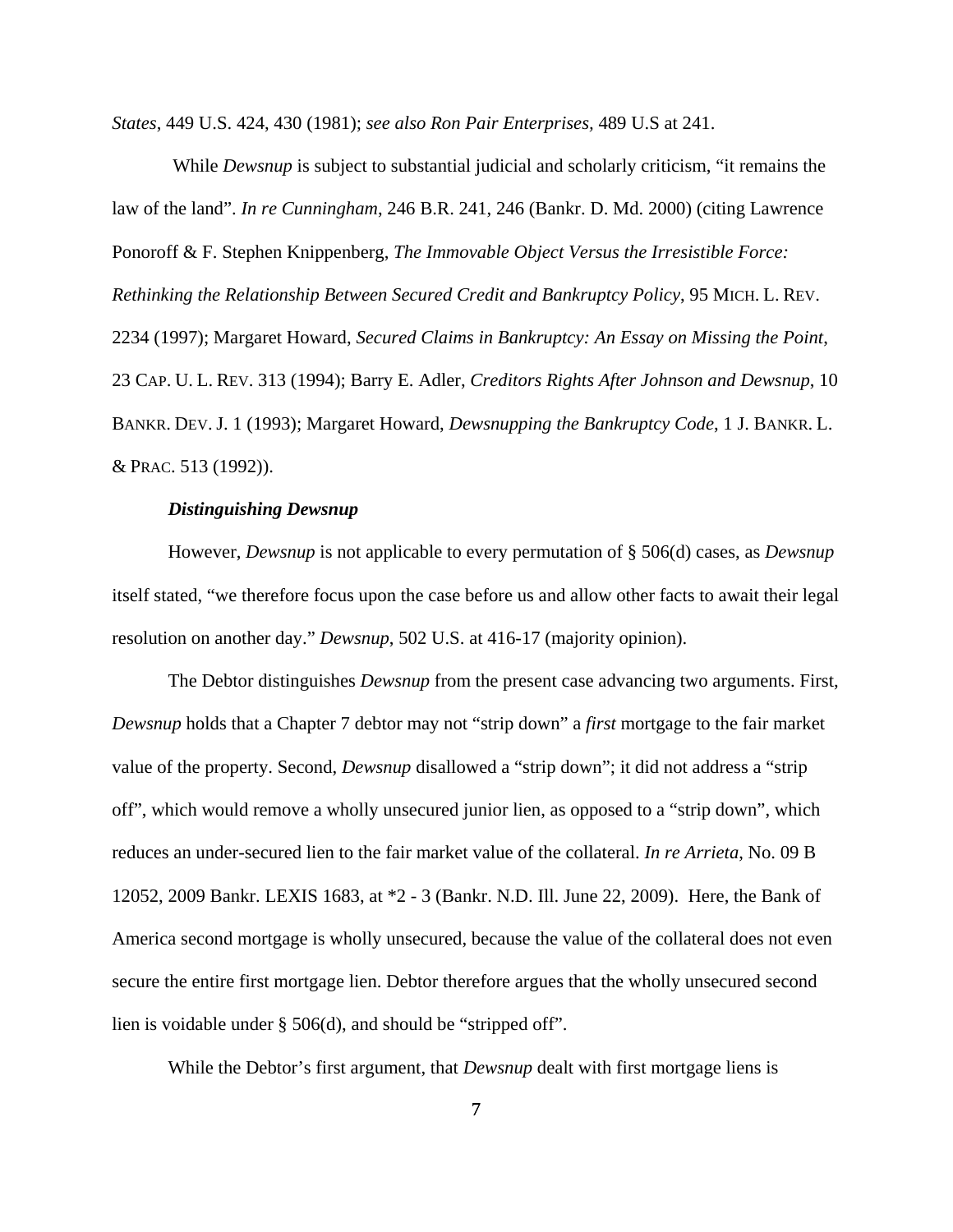*States*, 449 U.S. 424, 430 (1981); *see also Ron Pair Enterprises*, 489 U.S at 241.

While *Dewsnup* is subject to substantial judicial and scholarly criticism, "it remains the law of the land". *In re Cunningham*, 246 B.R. 241, 246 (Bankr. D. Md. 2000) (citing Lawrence Ponoroff & F. Stephen Knippenberg, *The Immovable Object Versus the Irresistible Force: Rethinking the Relationship Between Secured Credit and Bankruptcy Policy*, 95 MICH. L. REV. 2234 (1997); Margaret Howard, *Secured Claims in Bankruptcy: An Essay on Missing the Point*, 23 CAP. U. L. REV. 313 (1994); Barry E. Adler, *Creditors Rights After Johnson and Dewsnup*, 10 BANKR. DEV. J. 1 (1993); Margaret Howard, *Dewsnupping the Bankruptcy Code*, 1 J. BANKR. L. & PRAC. 513 (1992)).

***Distinguishing Dewsnup***

However, *Dewsnup* is not applicable to every permutation of § 506(d) cases, as *Dewsnup* itself stated, "we therefore focus upon the case before us and allow other facts to await their legal resolution on another day." *Dewsnup*, 502 U.S. at 416-17 (majority opinion).

The Debtor distinguishes *Dewsnup* from the present case advancing two arguments. First, *Dewsnup* holds that a Chapter 7 debtor may not "strip down" a *first* mortgage to the fair market value of the property. Second, *Dewsnup* disallowed a "strip down"; it did not address a "strip off", which would remove a wholly unsecured junior lien, as opposed to a "strip down", which reduces an under-secured lien to the fair market value of the collateral. *In re Arrieta*, No. 09 B 12052, 2009 Bankr. LEXIS 1683, at *2 - 3 (Bankr. N.D. Ill. June 22, 2009). Here, the Bank of America second mortgage is wholly unsecured, because the value of the collateral does not even secure the entire first mortgage lien. Debtor therefore argues that the wholly unsecured second lien is voidable under § 506(d), and should be "stripped off".

While the Debtor's first argument, that *Dewsnup* dealt with first mortgage liens is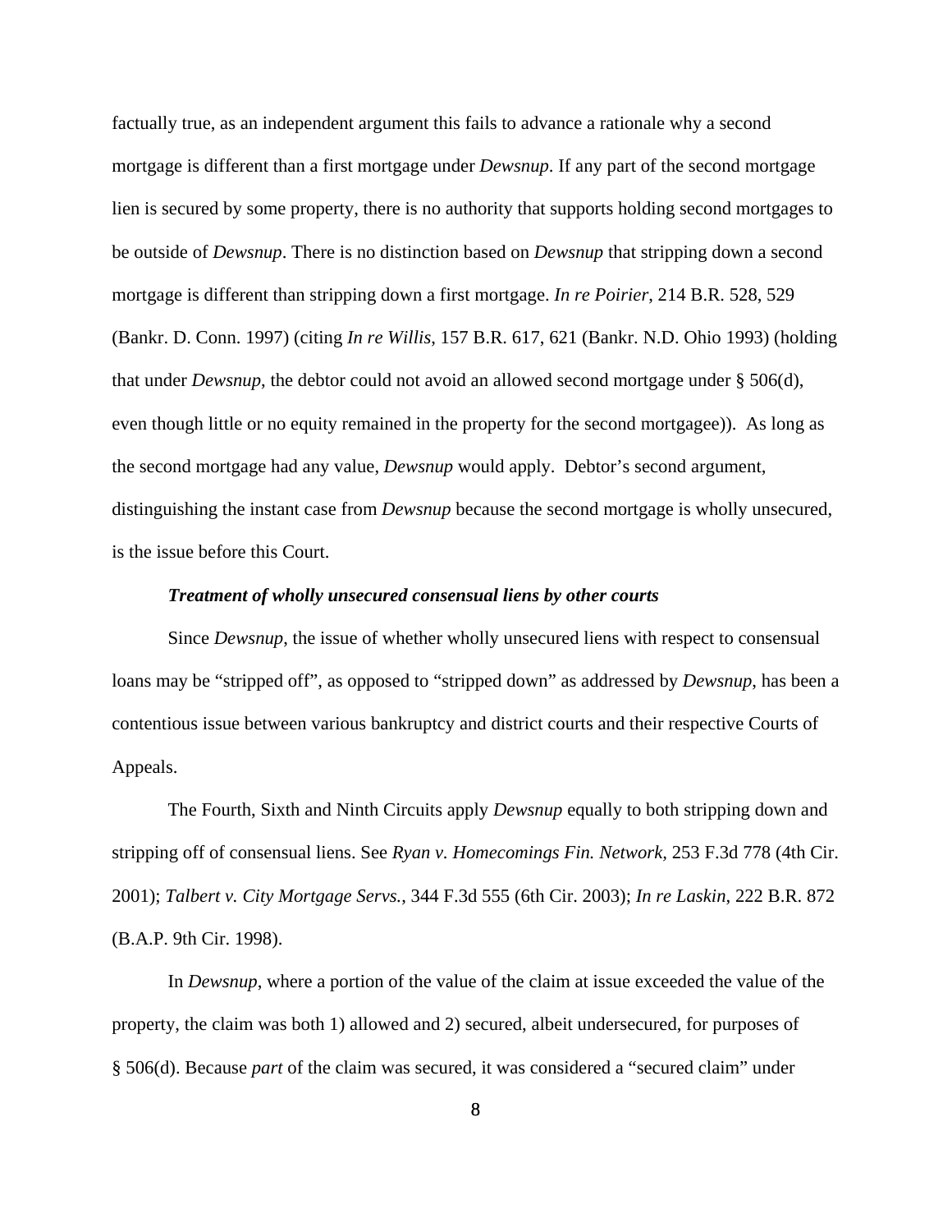factually true, as an independent argument this fails to advance a rationale why a second mortgage is different than a first mortgage under *Dewsnup*. If any part of the second mortgage lien is secured by some property, there is no authority that supports holding second mortgages to be outside of *Dewsnup*. There is no distinction based on *Dewsnup* that stripping down a second mortgage is different than stripping down a first mortgage. *In re Poirier*, 214 B.R. 528, 529 (Bankr. D. Conn. 1997) (citing *In re Willis*, 157 B.R. 617, 621 (Bankr. N.D. Ohio 1993) (holding that under *Dewsnup*, the debtor could not avoid an allowed second mortgage under § 506(d), even though little or no equity remained in the property for the second mortgagee)). As long as the second mortgage had any value, *Dewsnup* would apply. Debtor's second argument, distinguishing the instant case from *Dewsnup* because the second mortgage is wholly unsecured, is the issue before this Court.

***Treatment of wholly unsecured consensual liens by other courts***

Since *Dewsnup*, the issue of whether wholly unsecured liens with respect to consensual loans may be "stripped off", as opposed to "stripped down" as addressed by *Dewsnup*, has been a contentious issue between various bankruptcy and district courts and their respective Courts of Appeals.

The Fourth, Sixth and Ninth Circuits apply *Dewsnup* equally to both stripping down and stripping off of consensual liens. See *Ryan v. Homecomings Fin. Network*, 253 F.3d 778 (4th Cir. 2001); *Talbert v. City Mortgage Servs.*, 344 F.3d 555 (6th Cir. 2003); *In re Laskin*, 222 B.R. 872 (B.A.P. 9th Cir. 1998).

In *Dewsnup*, where a portion of the value of the claim at issue exceeded the value of the property, the claim was both 1) allowed and 2) secured, albeit undersecured, for purposes of § 506(d). Because *part* of the claim was secured, it was considered a "secured claim" under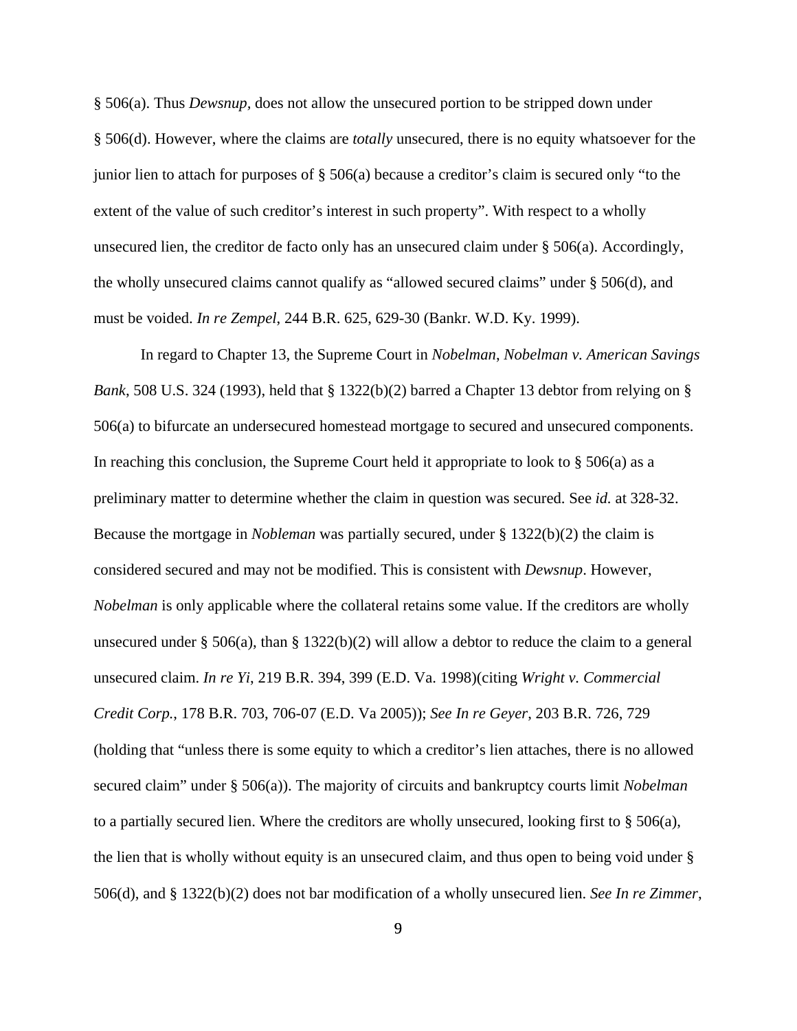§ 506(a). Thus *Dewsnup,* does not allow the unsecured portion to be stripped down under § 506(d). However, where the claims are *totally* unsecured, there is no equity whatsoever for the junior lien to attach for purposes of § 506(a) because a creditor's claim is secured only "to the extent of the value of such creditor's interest in such property". With respect to a wholly unsecured lien, the creditor de facto only has an unsecured claim under § 506(a). Accordingly, the wholly unsecured claims cannot qualify as "allowed secured claims" under § 506(d), and must be voided. *In re Zempel*, 244 B.R. 625, 629-30 (Bankr. W.D. Ky. 1999).

In regard to Chapter 13, the Supreme Court in *Nobelman*, *Nobelman v. American Savings Bank*, 508 U.S. 324 (1993), held that § 1322(b)(2) barred a Chapter 13 debtor from relying on § 506(a) to bifurcate an undersecured homestead mortgage to secured and unsecured components. In reaching this conclusion, the Supreme Court held it appropriate to look to § 506(a) as a preliminary matter to determine whether the claim in question was secured. See *id.* at 328-32. Because the mortgage in *Nobleman* was partially secured, under § 1322(b)(2) the claim is considered secured and may not be modified. This is consistent with *Dewsnup*. However, *Nobelman* is only applicable where the collateral retains some value. If the creditors are wholly unsecured under § 506(a), than § 1322(b)(2) will allow a debtor to reduce the claim to a general unsecured claim. *In re Yi*, 219 B.R. 394, 399 (E.D. Va. 1998)(citing *Wright v. Commercial Credit Corp.*, 178 B.R. 703, 706-07 (E.D. Va 2005)); *See In re Geyer*, 203 B.R. 726, 729 (holding that "unless there is some equity to which a creditor's lien attaches, there is no allowed secured claim" under § 506(a)). The majority of circuits and bankruptcy courts limit *Nobelman* to a partially secured lien. Where the creditors are wholly unsecured, looking first to § 506(a), the lien that is wholly without equity is an unsecured claim, and thus open to being void under § 506(d), and § 1322(b)(2) does not bar modification of a wholly unsecured lien. *See In re Zimmer*,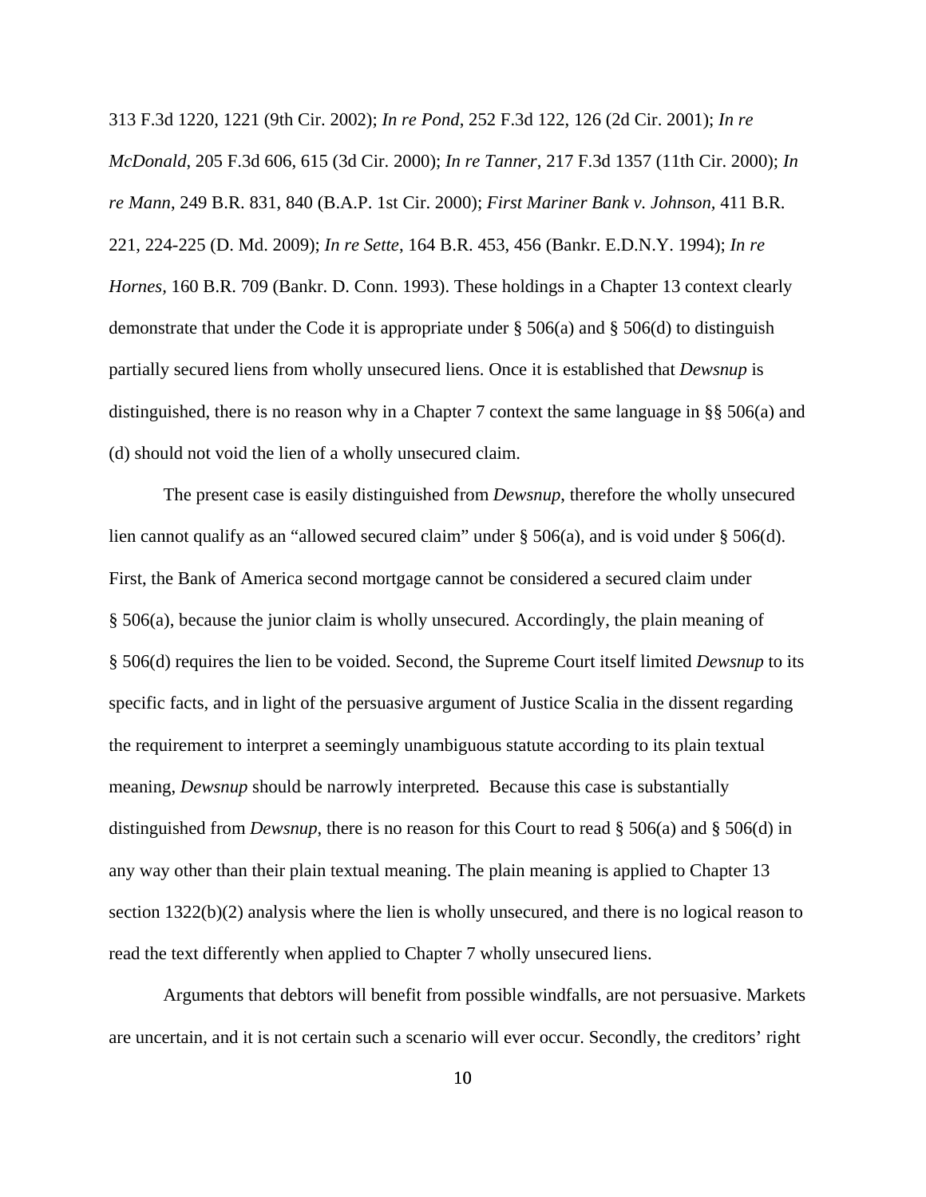313 F.3d 1220, 1221 (9th Cir. 2002); *In re Pond*, 252 F.3d 122, 126 (2d Cir. 2001); *In re McDonald*, 205 F.3d 606, 615 (3d Cir. 2000); *In re Tanner*, 217 F.3d 1357 (11th Cir. 2000); *In re Mann*, 249 B.R. 831, 840 (B.A.P. 1st Cir. 2000); *First Mariner Bank v. Johnson*, 411 B.R. 221, 224-225 (D. Md. 2009); *In re Sette*, 164 B.R. 453, 456 (Bankr. E.D.N.Y. 1994); *In re Hornes*, 160 B.R. 709 (Bankr. D. Conn. 1993). These holdings in a Chapter 13 context clearly demonstrate that under the Code it is appropriate under § 506(a) and § 506(d) to distinguish partially secured liens from wholly unsecured liens. Once it is established that *Dewsnup* is distinguished, there is no reason why in a Chapter 7 context the same language in §§ 506(a) and (d) should not void the lien of a wholly unsecured claim.

The present case is easily distinguished from *Dewsnup*, therefore the wholly unsecured lien cannot qualify as an "allowed secured claim" under § 506(a), and is void under § 506(d). First, the Bank of America second mortgage cannot be considered a secured claim under § 506(a), because the junior claim is wholly unsecured. Accordingly, the plain meaning of § 506(d) requires the lien to be voided. Second, the Supreme Court itself limited *Dewsnup* to its specific facts, and in light of the persuasive argument of Justice Scalia in the dissent regarding the requirement to interpret a seemingly unambiguous statute according to its plain textual meaning, *Dewsnup* should be narrowly interpreted. Because this case is substantially distinguished from *Dewsnup*, there is no reason for this Court to read § 506(a) and § 506(d) in any way other than their plain textual meaning. The plain meaning is applied to Chapter 13 section 1322(b)(2) analysis where the lien is wholly unsecured, and there is no logical reason to read the text differently when applied to Chapter 7 wholly unsecured liens.

Arguments that debtors will benefit from possible windfalls, are not persuasive. Markets are uncertain, and it is not certain such a scenario will ever occur. Secondly, the creditors' right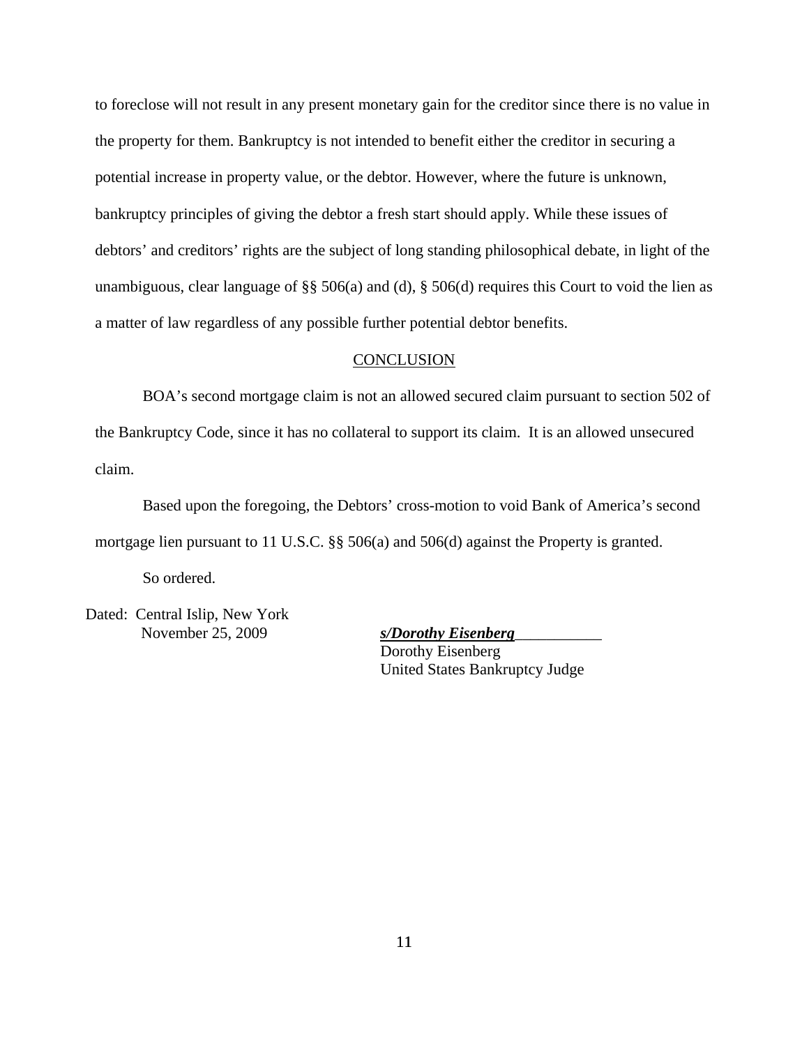to foreclose will not result in any present monetary gain for the creditor since there is no value in the property for them. Bankruptcy is not intended to benefit either the creditor in securing a potential increase in property value, or the debtor. However, where the future is unknown, bankruptcy principles of giving the debtor a fresh start should apply. While these issues of debtors' and creditors' rights are the subject of long standing philosophical debate, in light of the unambiguous, clear language of §§ 506(a) and (d), § 506(d) requires this Court to void the lien as a matter of law regardless of any possible further potential debtor benefits.

## CONCLUSION

BOA's second mortgage claim is not an allowed secured claim pursuant to section 502 of the Bankruptcy Code, since it has no collateral to support its claim. It is an allowed unsecured claim.

Based upon the foregoing, the Debtors' cross-motion to void Bank of America's second mortgage lien pursuant to 11 U.S.C. §§ 506(a) and 506(d) against the Property is granted.

So ordered.

Dated: Central Islip, New York
November 25, 2009

***s/Dorothy Eisenberg***
Dorothy Eisenberg
United States Bankruptcy Judge